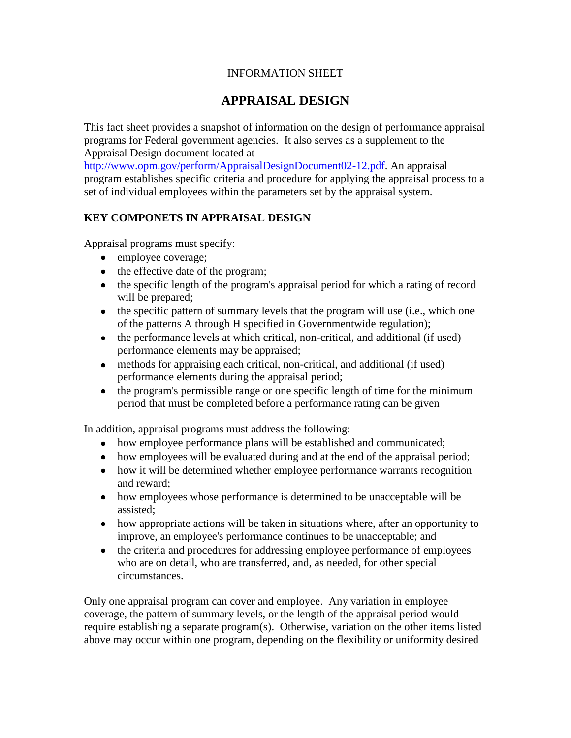INFORMATION SHEET

# APPRAISAL DESIGN

This fact sheet provides a snapshot of information on the design of performance appraisal programs for Federal government agencies. It also serves as a supplement to the Appraisal Design document located at [http://www.opm.gov/perform/AppraisalDesignDocument02-12.pdf](http://www.opm.gov/perform/AppraisalDesignDocument02-12.pdf). An appraisal program establishes specific criteria and procedure for applying the appraisal process to a set of individual employees within the parameters set by the appraisal system.

## KEY COMPONETS IN APPRAISAL DESIGN

Appraisal programs must specify:

- employee coverage;
- the effective date of the program;
- the specific length of the program's appraisal period for which a rating of record will be prepared;
- the specific pattern of summary levels that the program will use (i.e., which one of the patterns A through H specified in Governmentwide regulation);
- the performance levels at which critical, non-critical, and additional (if used) performance elements may be appraised;
- methods for appraising each critical, non-critical, and additional (if used) performance elements during the appraisal period;
- the program's permissible range or one specific length of time for the minimum period that must be completed before a performance rating can be given

In addition, appraisal programs must address the following:

- how employee performance plans will be established and communicated;
- how employees will be evaluated during and at the end of the appraisal period;
- how it will be determined whether employee performance warrants recognition and reward;
- how employees whose performance is determined to be unacceptable will be assisted;
- how appropriate actions will be taken in situations where, after an opportunity to improve, an employee's performance continues to be unacceptable; and
- the criteria and procedures for addressing employee performance of employees who are on detail, who are transferred, and, as needed, for other special circumstances.

Only one appraisal program can cover and employee. Any variation in employee coverage, the pattern of summary levels, or the length of the appraisal period would require establishing a separate program(s). Otherwise, variation on the other items listed above may occur within one program, depending on the flexibility or uniformity desired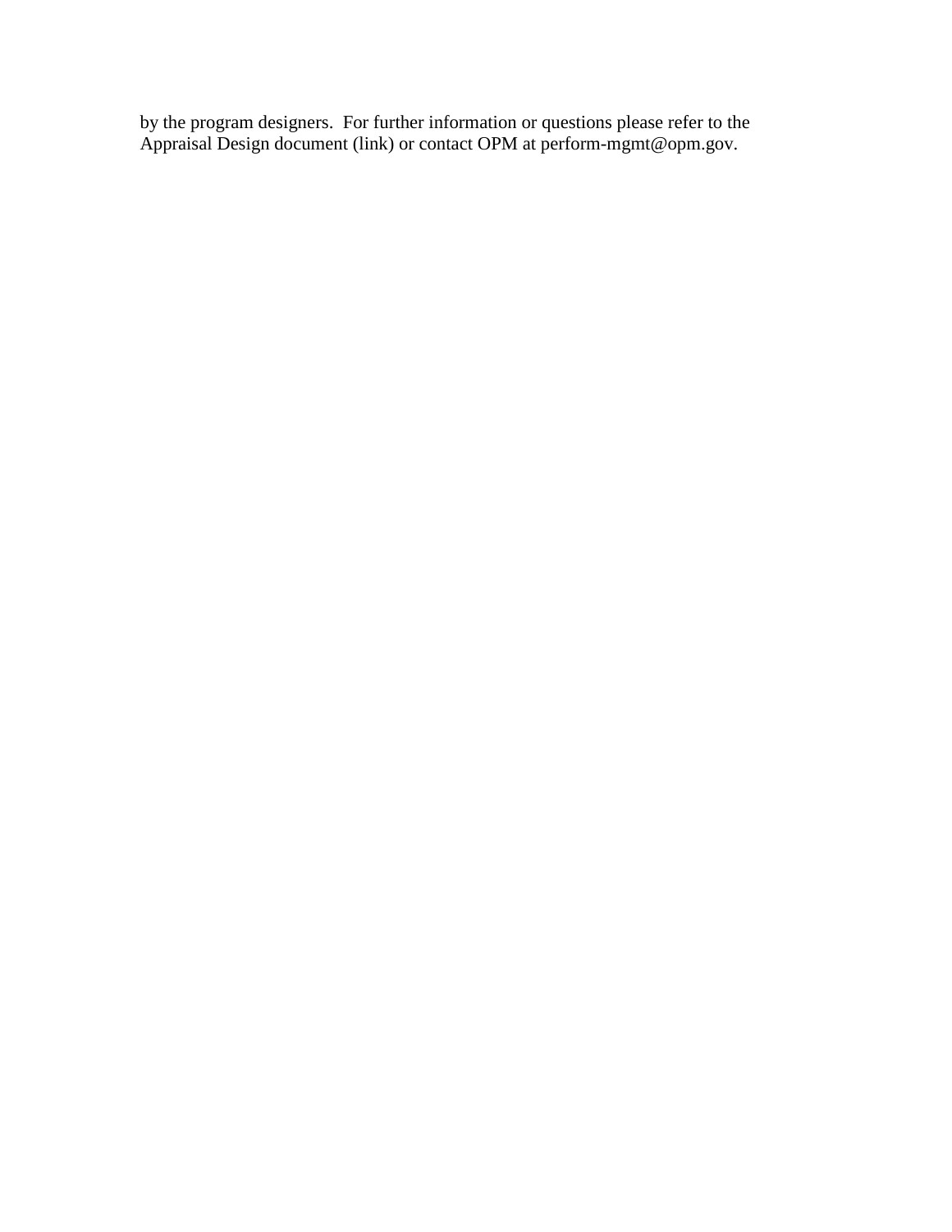by the program designers. For further information or questions please refer to the Appraisal Design document (link) or contact OPM at perform-mgmt@opm.gov.